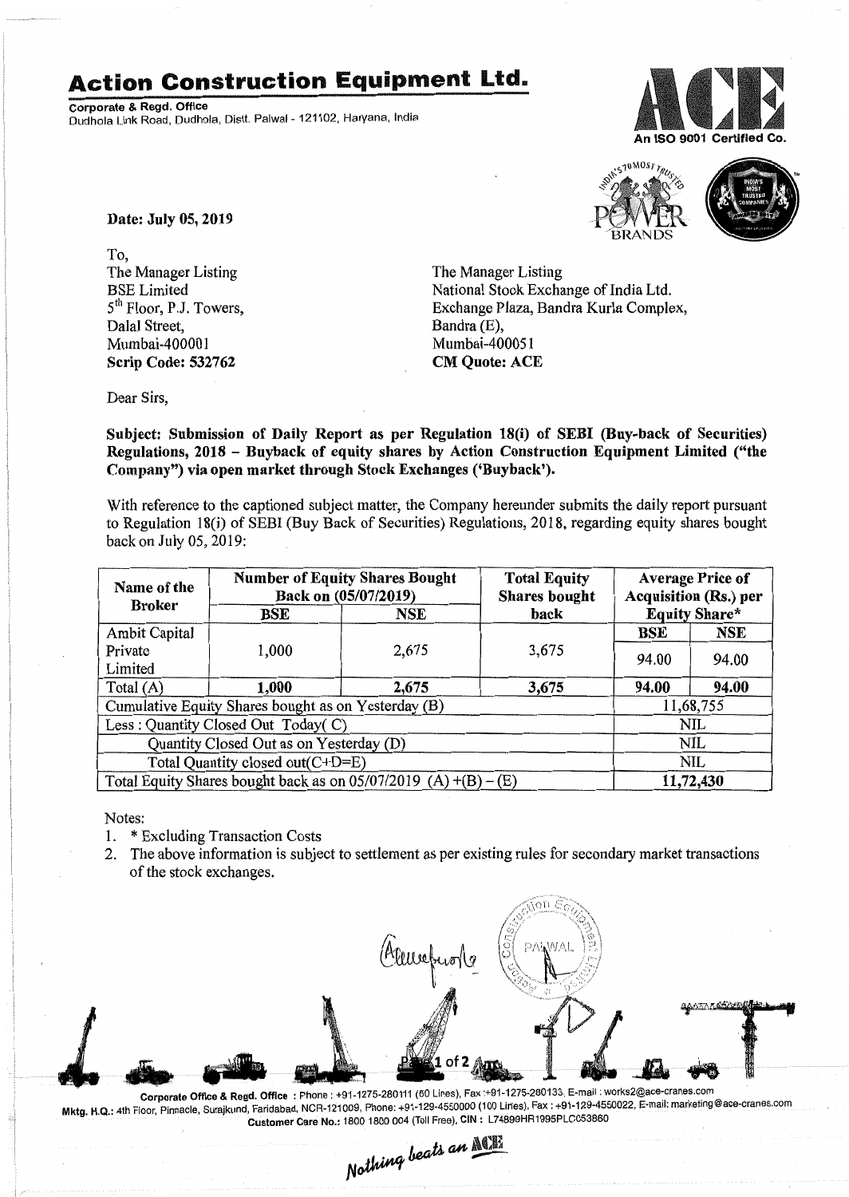# Action Construction Equipment Ltd.

Corporate & Regd. Office
Dudhola Link Road, Dudhola, Distt. Palwal - 121102, Haryana, India

An ISO 9001 Certified Co.

**Date: July 05, 2019**

To,
The Manager Listing
BSE Limited
5th Floor, P.J. Towers,
Dalal Street,
Mumbai-400001
**Scrip Code: 532762**

The Manager Listing
National Stock Exchange of India Ltd.
Exchange Plaza, Bandra Kurla Complex,
Bandra (E),
Mumbai-400051
**CM Quote: ACE**

Dear Sirs,

**Subject: Submission of Daily Report as per Regulation 18(i) of SEBI (Buy-back of Securities) Regulations, 2018 – Buyback of equity shares by Action Construction Equipment Limited ("the Company") via open market through Stock Exchanges ('Buyback').**

With reference to the captioned subject matter, the Company hereunder submits the daily report pursuant to Regulation 18(i) of SEBI (Buy Back of Securities) Regulations, 2018, regarding equity shares bought back on July 05, 2019:

| Name of the Broker | Number of Equity Shares Bought Back on (05/07/2019) | | Total Equity Shares bought back | Average Price of Acquisition (Rs.) per Equity Share* | |
|---|---|---|---|---|---|
| | BSE | NSE | | BSE | NSE |
| Ambit Capital Private Limited | 1,000 | 2,675 | 3,675 | 94.00 | 94.00 |
| Total (A) | **1,000** | **2,675** | **3,675** | **94.00** | **94.00** |
| Cumulative Equity Shares bought as on Yesterday (B) | | | | 11,68,755 | |
| Less : Quantity Closed Out Today( C) | | | | NIL | |
| Quantity Closed Out as on Yesterday (D) | | | | NIL | |
| Total Quantity closed out(C+D=E) | | | | NIL | |
| Total Equity Shares bought back as on 05/07/2019 (A) +(B) – (E) | | | | **11,72,430** | |

Notes:

1. * Excluding Transaction Costs
2. The above information is subject to settlement as per existing rules for secondary market transactions of the stock exchanges.

Corporate Office & Regd. Office : Phone : +91-1275-280111 (50 Lines), Fax :+91-1275-280133, E-mail : works2@ace-cranes.com
Mktg. H.Q.: 4th Floor, Pinnacle, Surajkund, Faridabad, NCR-121009, Phone: +91-129-4550000 (100 Lines), Fax : +91-129-4550022, E-mail: marketing@ace-cranes.com
Customer Care No.: 1800 1800 004 (Toll Free), CIN : L74899HR1995PLC053860

*Nothing beats an ACE*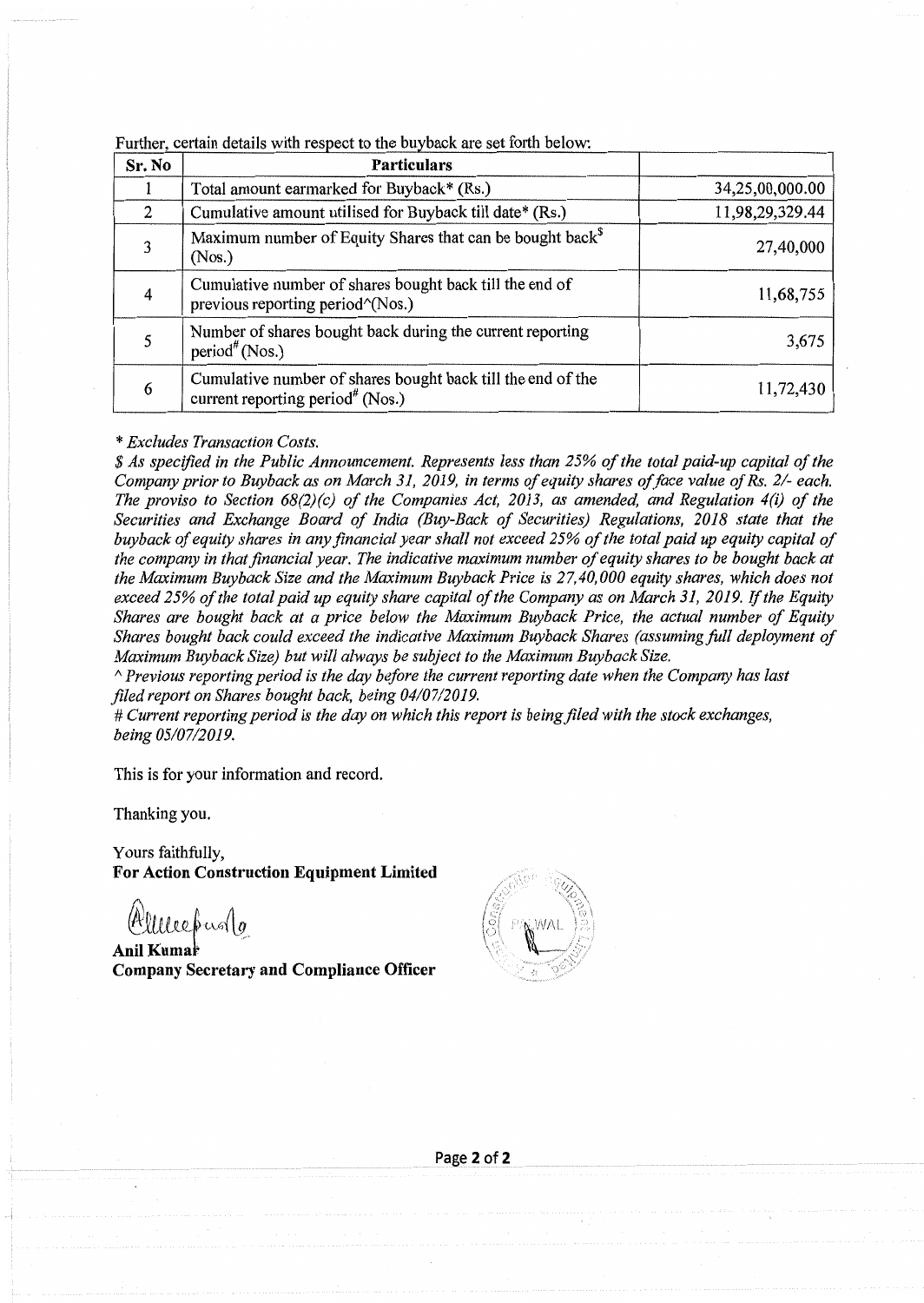Further, certain details with respect to the buyback are set forth below:

| Sr. No | Particulars | |
|---|---|---|
| 1 | Total amount earmarked for Buyback* (Rs.) | 34,25,00,000.00 |
| 2 | Cumulative amount utilised for Buyback till date* (Rs.) | 11,98,29,329.44 |
| 3 | Maximum number of Equity Shares that can be bought back$ (Nos.) | 27,40,000 |
| 4 | Cumulative number of shares bought back till the end of previous reporting period^(Nos.) | 11,68,755 |
| 5 | Number of shares bought back during the current reporting period# (Nos.) | 3,675 |
| 6 | Cumulative number of shares bought back till the end of the current reporting period# (Nos.) | 11,72,430 |

*\* Excludes Transaction Costs.*

*$ As specified in the Public Announcement. Represents less than 25% of the total paid-up capital of the Company prior to Buyback as on March 31, 2019, in terms of equity shares of face value of Rs. 2/- each. The proviso to Section 68(2)(c) of the Companies Act, 2013, as amended, and Regulation 4(i) of the Securities and Exchange Board of India (Buy-Back of Securities) Regulations, 2018 state that the buyback of equity shares in any financial year shall not exceed 25% of the total paid up equity capital of the company in that financial year. The indicative maximum number of equity shares to be bought back at the Maximum Buyback Size and the Maximum Buyback Price is 27,40,000 equity shares, which does not exceed 25% of the total paid up equity share capital of the Company as on March 31, 2019. If the Equity Shares are bought back at a price below the Maximum Buyback Price, the actual number of Equity Shares bought back could exceed the indicative Maximum Buyback Shares (assuming full deployment of Maximum Buyback Size) but will always be subject to the Maximum Buyback Size.*

*^ Previous reporting period is the day before the current reporting date when the Company has last filed report on Shares bought back, being 04/07/2019.*

*# Current reporting period is the day on which this report is being filed with the stock exchanges, being 05/07/2019.*

This is for your information and record.

Thanking you.

Yours faithfully,
**For Action Construction Equipment Limited**

**Anil Kumar**
**Company Secretary and Compliance Officer**